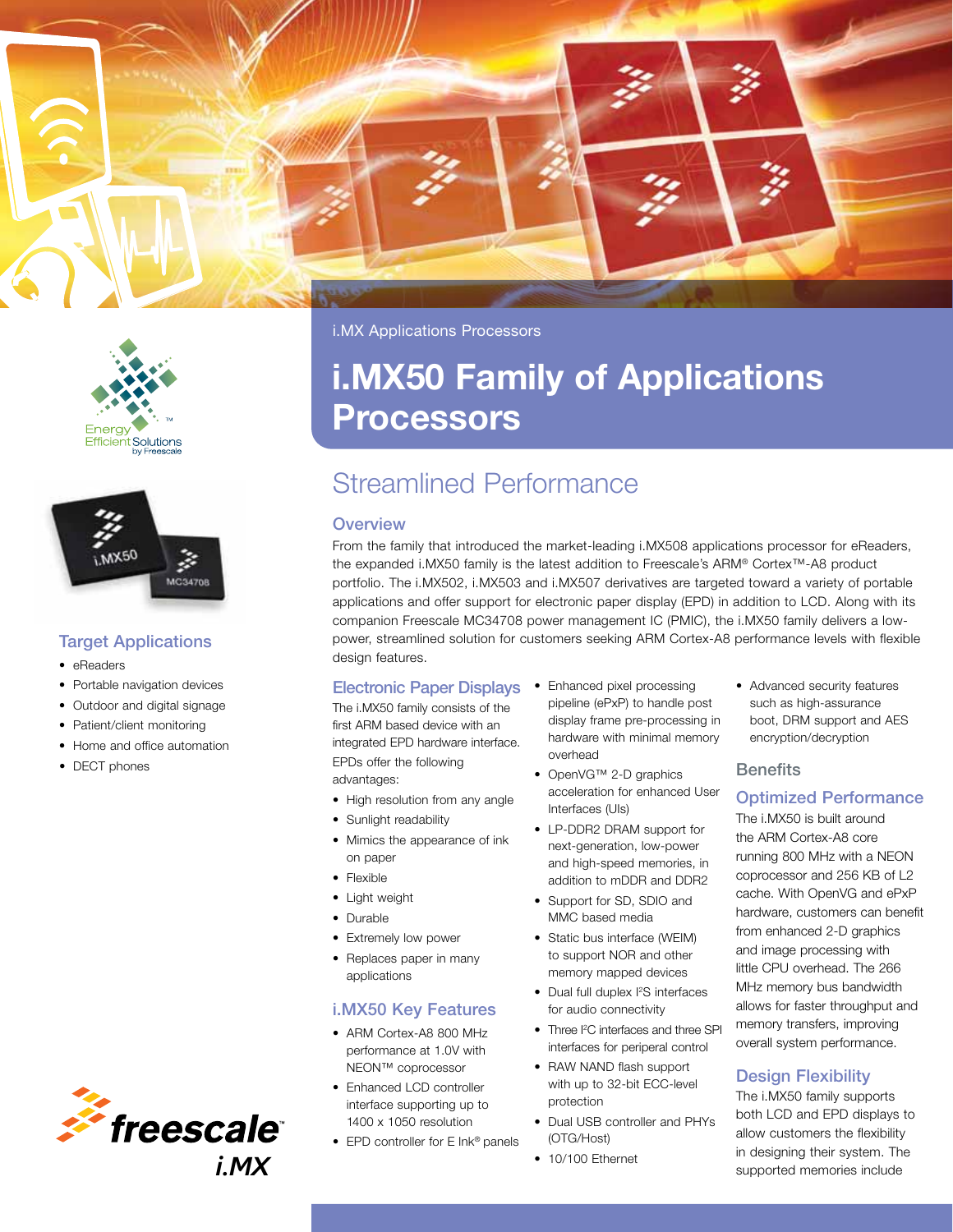i.MX Applications Processors

# i.MX50 Family of Applications Processors

## Streamlined Performance

### Overview

From the family that introduced the market-leading i.MX508 applications processor for eReaders, the expanded i.MX50 family is the latest addition to Freescale's ARM® Cortex™-A8 product portfolio. The i.MX502, i.MX503 and i.MX507 derivatives are targeted toward a variety of portable applications and offer support for electronic paper display (EPD) in addition to LCD. Along with its companion Freescale MC34708 power management IC (PMIC), the i.MX50 family delivers a low-power, streamlined solution for customers seeking ARM Cortex-A8 performance levels with flexible design features.

### Target Applications

- eReaders
- Portable navigation devices
- Outdoor and digital signage
- Patient/client monitoring
- Home and office automation
- DECT phones

### Electronic Paper Displays

The i.MX50 family consists of the first ARM based device with an integrated EPD hardware interface. EPDs offer the following advantages:

- High resolution from any angle
- Sunlight readability
- Mimics the appearance of ink on paper
- Flexible
- Light weight
- Durable
- Extremely low power
- Replaces paper in many applications

### i.MX50 Key Features

- ARM Cortex-A8 800 MHz performance at 1.0V with NEON™ coprocessor
- Enhanced LCD controller interface supporting up to 1400 x 1050 resolution
- EPD controller for E Ink® panels
- Enhanced pixel processing pipeline (ePxP) to handle post display frame pre-processing in hardware with minimal memory overhead
- OpenVG™ 2-D graphics acceleration for enhanced User Interfaces (UIs)
- LP-DDR2 DRAM support for next-generation, low-power and high-speed memories, in addition to mDDR and DDR2
- Support for SD, SDIO and MMC based media
- Static bus interface (WEIM) to support NOR and other memory mapped devices
- Dual full duplex I²S interfaces for audio connectivity
- Three I²C interfaces and three SPI interfaces for peripheral control
- RAW NAND flash support with up to 32-bit ECC-level protection
- Dual USB controller and PHYs (OTG/Host)
- 10/100 Ethernet
- Advanced security features such as high-assurance boot, DRM support and AES encryption/decryption

### Benefits

### Optimized Performance

The i.MX50 is built around the ARM Cortex-A8 core running 800 MHz with a NEON coprocessor and 256 KB of L2 cache. With OpenVG and ePxP hardware, customers can benefit from enhanced 2-D graphics and image processing with little CPU overhead. The 266 MHz memory bus bandwidth allows for faster throughput and memory transfers, improving overall system performance.

### Design Flexibility

The i.MX50 family supports both LCD and EPD displays to allow customers the flexibility in designing their system. The supported memories include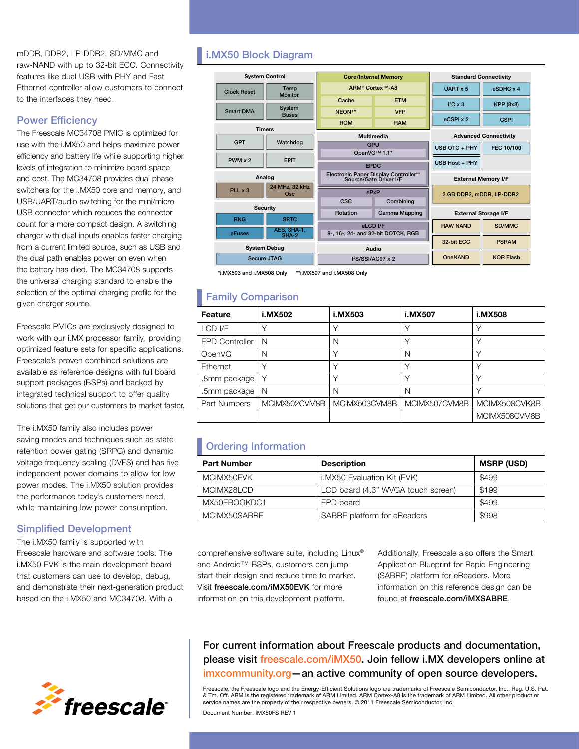mDDR, DDR2, LP-DDR2, SD/MMC and raw-NAND with up to 32-bit ECC. Connectivity features like dual USB with PHY and Fast Ethernet controller allow customers to connect to the interfaces they need.

## Power Efficiency

The Freescale MC34708 PMIC is optimized for use with the i.MX50 and helps maximize power efficiency and battery life while supporting higher levels of integration to minimize board space and cost. The MC34708 provides dual phase switchers for the i.MX50 core and memory, and USB/UART/audio switching for the mini/micro USB connector which reduces the connector count for a more compact design. A switching charger with dual inputs enables faster charging from a current limited source, such as USB and the dual path enables power on even when the battery has died. The MC34708 supports the universal charging standard to enable the selection of the optimal charging profile for the given charger source.

Freescale PMICs are exclusively designed to work with our i.MX processor family, providing optimized feature sets for specific applications. Freescale's proven combined solutions are available as reference designs with full board support packages (BSPs) and backed by integrated technical support to offer quality solutions that get our customers to market faster.

The i.MX50 family also includes power saving modes and techniques such as state retention power gating (SRPG) and dynamic voltage frequency scaling (DVFS) and has five independent power domains to allow for low power modes. The i.MX50 solution provides the performance today's customers need, while maintaining low power consumption.

## Simplified Development

The i.MX50 family is supported with Freescale hardware and software tools. The i.MX50 EVK is the main development board that customers can use to develop, debug, and demonstrate their next-generation product based on the i.MX50 and MC34708. With a comprehensive software suite, including Linux® and Android™ BSPs, customers can jump start their design and reduce time to market. Visit **freescale.com/iMX50EVK** for more information on this development platform.

Additionally, Freescale also offers the Smart Application Blueprint for Rapid Engineering (SABRE) platform for eReaders. More information on this reference design can be found at **freescale.com/iMXSABRE**.

## i.MX50 Block Diagram

System Control
Clock Reset
Temp Monitor
Smart DMA
System Buses

Timers
GPT
Watchdog
PWM x 2
EPIT

Analog
PLL x 3
24 MHz, 32 kHz Osc

Security
RNG
SRTC
eFuses
AES, SHA-1, SHA-2

System Debug
Secure JTAG

Core/Internal Memory
ARM® Cortex™-A8
Cache
ETM
NEON™
VFP
ROM
RAM

Multimedia
GPU
OpenVG™ 1.1*
EPDC
Electronic Paper Display Controller** Source/Gate Driver I/F
ePxP
CSC
Combining
Rotation
Gamma Mapping
eLCD I/F
8-, 16-, 24- and 32-bit DOTCK, RGB

Audio
I²S/SSI/AC97 x 2

Standard Connectivity
UART x 5
eSDHC x 4
I²C x 3
KPP (8x8)
eCSPI x 2
CSPI

Advanced Connectivity
USB OTG + PHY
FEC 10/100
USB Host + PHY

External Memory I/F
2 GB DDR2, mDDR, LP-DDR2

External Storage I/F
RAW NAND
SD/MMC
32-bit ECC
PSRAM
OneNAND
NOR Flash

*i.MX503 and i.MX508 Only **i.MX507 and i.MX508 Only

## Family Comparison

| Feature | i.MX502 | i.MX503 | i.MX507 | i.MX508 |
|---|---|---|---|---|
| LCD I/F | Y | Y | Y | Y |
| EPD Controller | N | N | Y | Y |
| OpenVG | N | Y | N | Y |
| Ethernet | Y | Y | Y | Y |
| .8mm package | Y | Y | Y | Y |
| .5mm package | N | N | N | Y |
| Part Numbers | MCIMX502CVM8B | MCIMX503CVM8B | MCIMX507CVM8B | MCIMX508CVK8B |
| | | | | MCIMX508CVM8B |

## Ordering Information

| Part Number | Description | MSRP (USD) |
|---|---|---|
| MCIMX50EVK | i.MX50 Evaluation Kit (EVK) | $499 |
| MCIMX28LCD | LCD board (4.3" WVGA touch screen) | $199 |
| MX50EBOOKDC1 | EPD board | $499 |
| MCIMX50SABRE | SABRE platform for eReaders | $998 |

**For current information about Freescale products and documentation, please visit freescale.com/iMX50. Join fellow i.MX developers online at imxcommunity.org—an active community of open source developers.**

Freescale, the Freescale logo and the Energy-Efficient Solutions logo are trademarks of Freescale Semiconductor, Inc., Reg. U.S. Pat. & Tm. Off. ARM is the registered trademark of ARM Limited. ARM Cortex-A8 is the trademark of ARM Limited. All other product or service names are the property of their respective owners. © 2011 Freescale Semiconductor, Inc.

Document Number: IMX50FS REV 1

freescale™